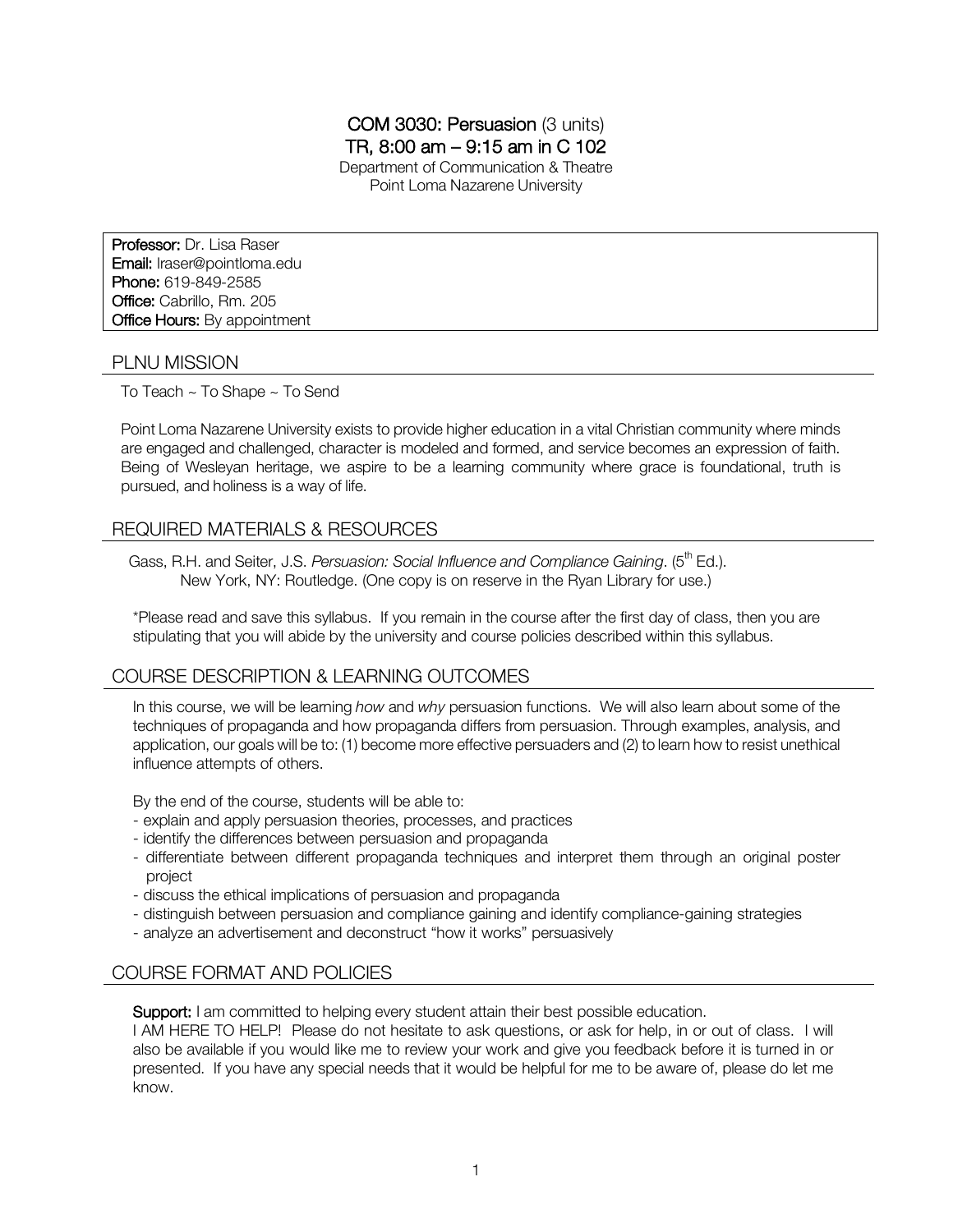# COM 3030: Persuasion (3 units)

## TR, 8:00 am – 9:15 am in C 102

Department of Communication & Theatre
Point Loma Nazarene University

**Professor:** Dr. Lisa Raser
**Email:** lraser@pointloma.edu
**Phone:** 619-849-2585
**Office:** Cabrillo, Rm. 205
**Office Hours:** By appointment

## PLNU MISSION

To Teach ~ To Shape ~ To Send

Point Loma Nazarene University exists to provide higher education in a vital Christian community where minds are engaged and challenged, character is modeled and formed, and service becomes an expression of faith. Being of Wesleyan heritage, we aspire to be a learning community where grace is foundational, truth is pursued, and holiness is a way of life.

## REQUIRED MATERIALS & RESOURCES

Gass, R.H. and Seiter, J.S. *Persuasion: Social Influence and Compliance Gaining*. (5th Ed.). New York, NY: Routledge. (One copy is on reserve in the Ryan Library for use.)

*Please read and save this syllabus. If you remain in the course after the first day of class, then you are stipulating that you will abide by the university and course policies described within this syllabus.

## COURSE DESCRIPTION & LEARNING OUTCOMES

In this course, we will be learning *how* and *why* persuasion functions. We will also learn about some of the techniques of propaganda and how propaganda differs from persuasion. Through examples, analysis, and application, our goals will be to: (1) become more effective persuaders and (2) to learn how to resist unethical influence attempts of others.

By the end of the course, students will be able to:

- explain and apply persuasion theories, processes, and practices
- identify the differences between persuasion and propaganda
- differentiate between different propaganda techniques and interpret them through an original poster project
- discuss the ethical implications of persuasion and propaganda
- distinguish between persuasion and compliance gaining and identify compliance-gaining strategies
- analyze an advertisement and deconstruct "how it works" persuasively

## COURSE FORMAT AND POLICIES

**Support:** I am committed to helping every student attain their best possible education.
I AM HERE TO HELP! Please do not hesitate to ask questions, or ask for help, in or out of class. I will also be available if you would like me to review your work and give you feedback before it is turned in or presented. If you have any special needs that it would be helpful for me to be aware of, please do let me know.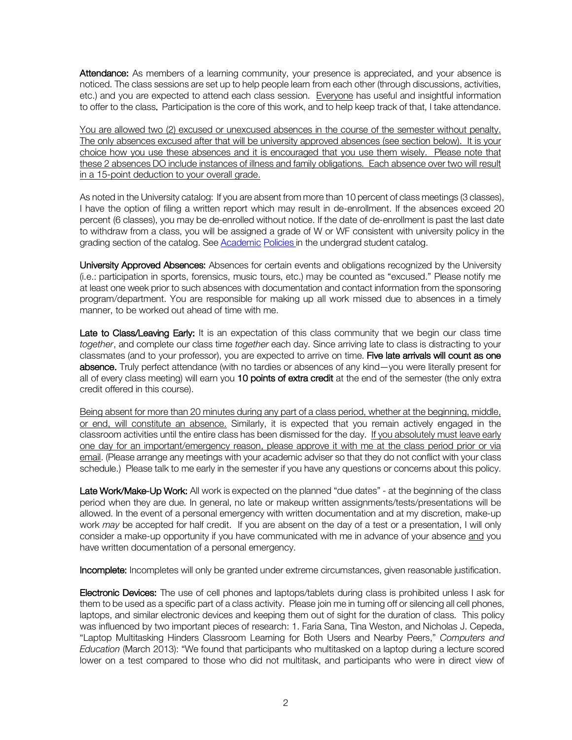**Attendance:** As members of a learning community, your presence is appreciated, and your absence is noticed. The class sessions are set up to help people learn from each other (through discussions, activities, etc.) and you are expected to attend each class session. Everyone has useful and insightful information to offer to the class. Participation is the core of this work, and to help keep track of that, I take attendance.

You are allowed two (2) excused or unexcused absences in the course of the semester without penalty. The only absences excused after that will be university approved absences (see section below). It is your choice how you use these absences and it is encouraged that you use them wisely. Please note that these 2 absences DO include instances of illness and family obligations. Each absence over two will result in a 15-point deduction to your overall grade.

As noted in the University catalog: If you are absent from more than 10 percent of class meetings (3 classes), I have the option of filing a written report which may result in de-enrollment. If the absences exceed 20 percent (6 classes), you may be de-enrolled without notice. If the date of de-enrollment is past the last date to withdraw from a class, you will be assigned a grade of W or WF consistent with university policy in the grading section of the catalog. See Academic Policies in the undergrad student catalog.

**University Approved Absences:** Absences for certain events and obligations recognized by the University (i.e.: participation in sports, forensics, music tours, etc.) may be counted as "excused." Please notify me at least one week prior to such absences with documentation and contact information from the sponsoring program/department. You are responsible for making up all work missed due to absences in a timely manner, to be worked out ahead of time with me.

**Late to Class/Leaving Early:** It is an expectation of this class community that we begin our class time *together*, and complete our class time *together* each day. Since arriving late to class is distracting to your classmates (and to your professor), you are expected to arrive on time. **Five late arrivals will count as one absence.** Truly perfect attendance (with no tardies or absences of any kind—you were literally present for all of every class meeting) will earn you **10 points of extra credit** at the end of the semester (the only extra credit offered in this course).

Being absent for more than 20 minutes during any part of a class period, whether at the beginning, middle, or end, will constitute an absence. Similarly, it is expected that you remain actively engaged in the classroom activities until the entire class has been dismissed for the day. If you absolutely must leave early one day for an important/emergency reason, please approve it with me at the class period prior or via email. (Please arrange any meetings with your academic adviser so that they do not conflict with your class schedule.) Please talk to me early in the semester if you have any questions or concerns about this policy.

**Late Work/Make-Up Work:** All work is expected on the planned "due dates" - at the beginning of the class period when they are due. In general, no late or makeup written assignments/tests/presentations will be allowed. In the event of a personal emergency with written documentation and at my discretion, make-up work *may* be accepted for half credit. If you are absent on the day of a test or a presentation, I will only consider a make-up opportunity if you have communicated with me in advance of your absence and you have written documentation of a personal emergency.

**Incomplete:** Incompletes will only be granted under extreme circumstances, given reasonable justification.

**Electronic Devices:** The use of cell phones and laptops/tablets during class is prohibited unless I ask for them to be used as a specific part of a class activity. Please join me in turning off or silencing all cell phones, laptops, and similar electronic devices and keeping them out of sight for the duration of class. This policy was influenced by two important pieces of research: 1. Faria Sana, Tina Weston, and Nicholas J. Cepeda, "Laptop Multitasking Hinders Classroom Learning for Both Users and Nearby Peers," *Computers and Education* (March 2013): "We found that participants who multitasked on a laptop during a lecture scored lower on a test compared to those who did not multitask, and participants who were in direct view of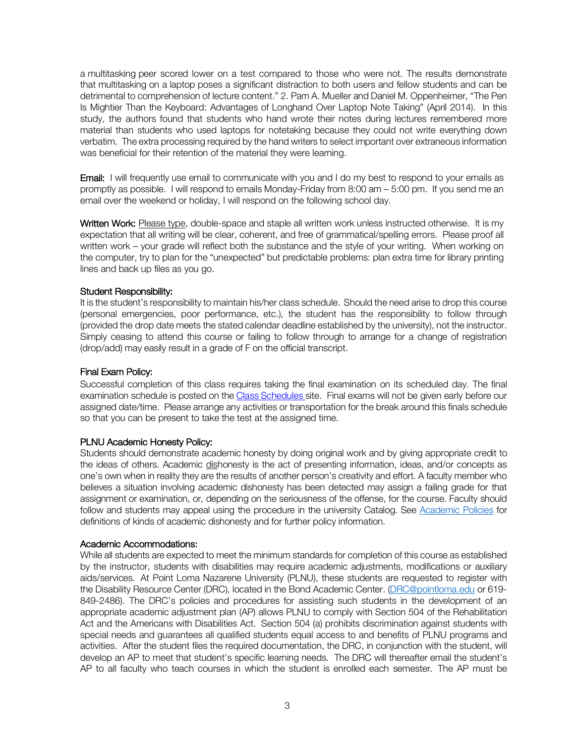a multitasking peer scored lower on a test compared to those who were not. The results demonstrate that multitasking on a laptop poses a significant distraction to both users and fellow students and can be detrimental to comprehension of lecture content." 2. Pam A. Mueller and Daniel M. Oppenheimer, "The Pen Is Mightier Than the Keyboard: Advantages of Longhand Over Laptop Note Taking" (April 2014). In this study, the authors found that students who hand wrote their notes during lectures remembered more material than students who used laptops for notetaking because they could not write everything down verbatim. The extra processing required by the hand writers to select important over extraneous information was beneficial for their retention of the material they were learning.

**Email:** I will frequently use email to communicate with you and I do my best to respond to your emails as promptly as possible. I will respond to emails Monday-Friday from 8:00 am – 5:00 pm. If you send me an email over the weekend or holiday, I will respond on the following school day.

**Written Work:** Please type, double-space and staple all written work unless instructed otherwise. It is my expectation that all writing will be clear, coherent, and free of grammatical/spelling errors. Please proof all written work – your grade will reflect both the substance and the style of your writing. When working on the computer, try to plan for the "unexpected" but predictable problems: plan extra time for library printing lines and back up files as you go.

**Student Responsibility:**
It is the student's responsibility to maintain his/her class schedule. Should the need arise to drop this course (personal emergencies, poor performance, etc.), the student has the responsibility to follow through (provided the drop date meets the stated calendar deadline established by the university), not the instructor. Simply ceasing to attend this course or failing to follow through to arrange for a change of registration (drop/add) may easily result in a grade of F on the official transcript.

**Final Exam Policy:**
Successful completion of this class requires taking the final examination on its scheduled day. The final examination schedule is posted on the Class Schedules site. Final exams will not be given early before our assigned date/time. Please arrange any activities or transportation for the break around this finals schedule so that you can be present to take the test at the assigned time.

**PLNU Academic Honesty Policy:**
Students should demonstrate academic honesty by doing original work and by giving appropriate credit to the ideas of others. Academic dishonesty is the act of presenting information, ideas, and/or concepts as one's own when in reality they are the results of another person's creativity and effort. A faculty member who believes a situation involving academic dishonesty has been detected may assign a failing grade for that assignment or examination, or, depending on the seriousness of the offense, for the course. Faculty should follow and students may appeal using the procedure in the university Catalog. See Academic Policies for definitions of kinds of academic dishonesty and for further policy information.

**Academic Accommodations:**
While all students are expected to meet the minimum standards for completion of this course as established by the instructor, students with disabilities may require academic adjustments, modifications or auxiliary aids/services. At Point Loma Nazarene University (PLNU), these students are requested to register with the Disability Resource Center (DRC), located in the Bond Academic Center. (DRC@pointloma.edu or 619-849-2486). The DRC's policies and procedures for assisting such students in the development of an appropriate academic adjustment plan (AP) allows PLNU to comply with Section 504 of the Rehabilitation Act and the Americans with Disabilities Act. Section 504 (a) prohibits discrimination against students with special needs and guarantees all qualified students equal access to and benefits of PLNU programs and activities. After the student files the required documentation, the DRC, in conjunction with the student, will develop an AP to meet that student's specific learning needs. The DRC will thereafter email the student's AP to all faculty who teach courses in which the student is enrolled each semester. The AP must be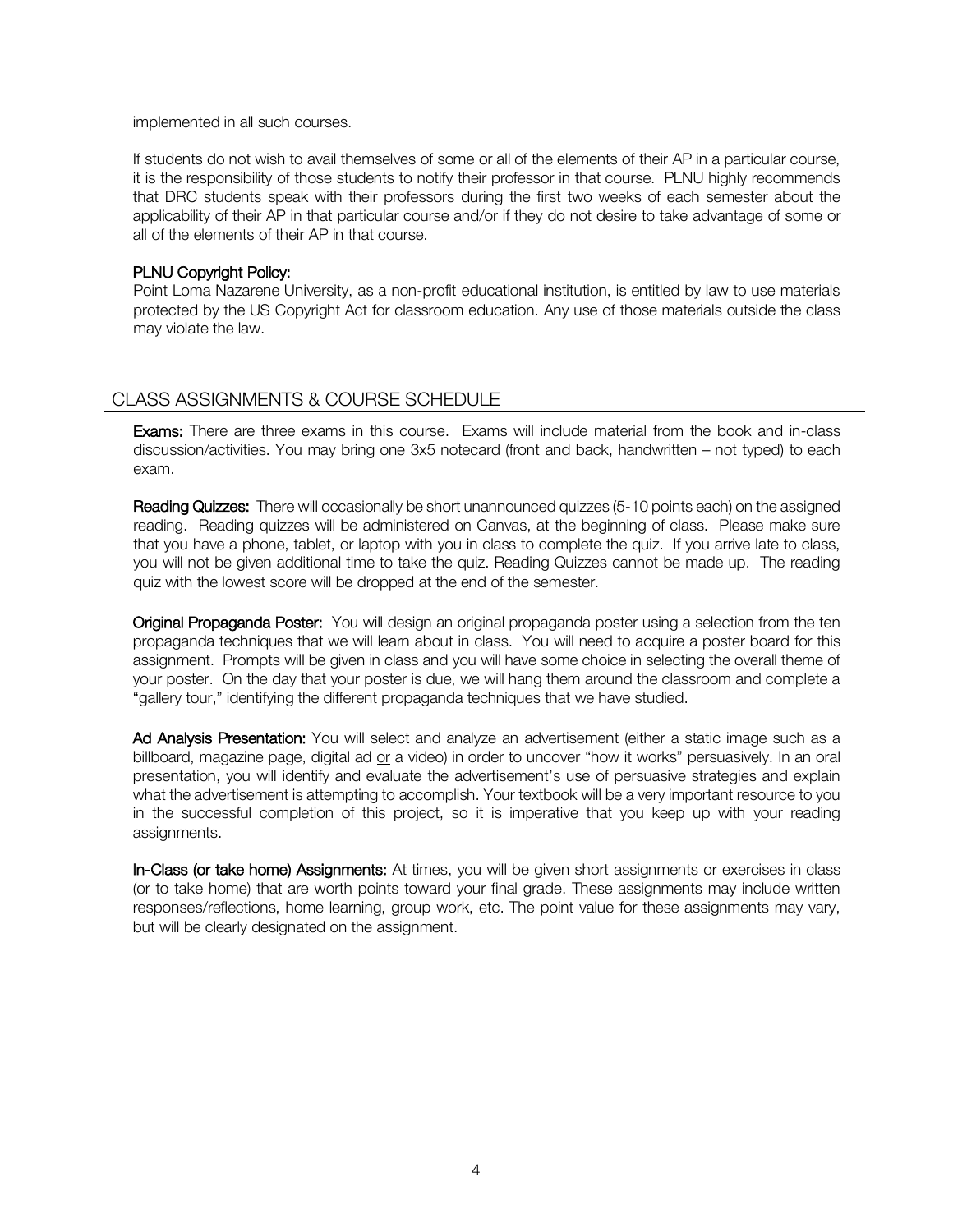implemented in all such courses.

If students do not wish to avail themselves of some or all of the elements of their AP in a particular course, it is the responsibility of those students to notify their professor in that course. PLNU highly recommends that DRC students speak with their professors during the first two weeks of each semester about the applicability of their AP in that particular course and/or if they do not desire to take advantage of some or all of the elements of their AP in that course.

**PLNU Copyright Policy:**
Point Loma Nazarene University, as a non-profit educational institution, is entitled by law to use materials protected by the US Copyright Act for classroom education. Any use of those materials outside the class may violate the law.

## CLASS ASSIGNMENTS & COURSE SCHEDULE

**Exams:** There are three exams in this course. Exams will include material from the book and in-class discussion/activities. You may bring one 3x5 notecard (front and back, handwritten – not typed) to each exam.

**Reading Quizzes:** There will occasionally be short unannounced quizzes (5-10 points each) on the assigned reading. Reading quizzes will be administered on Canvas, at the beginning of class. Please make sure that you have a phone, tablet, or laptop with you in class to complete the quiz. If you arrive late to class, you will not be given additional time to take the quiz. Reading Quizzes cannot be made up. The reading quiz with the lowest score will be dropped at the end of the semester.

**Original Propaganda Poster:** You will design an original propaganda poster using a selection from the ten propaganda techniques that we will learn about in class. You will need to acquire a poster board for this assignment. Prompts will be given in class and you will have some choice in selecting the overall theme of your poster. On the day that your poster is due, we will hang them around the classroom and complete a "gallery tour," identifying the different propaganda techniques that we have studied.

**Ad Analysis Presentation:** You will select and analyze an advertisement (either a static image such as a billboard, magazine page, digital ad or a video) in order to uncover "how it works" persuasively. In an oral presentation, you will identify and evaluate the advertisement's use of persuasive strategies and explain what the advertisement is attempting to accomplish. Your textbook will be a very important resource to you in the successful completion of this project, so it is imperative that you keep up with your reading assignments.

**In-Class (or take home) Assignments:** At times, you will be given short assignments or exercises in class (or to take home) that are worth points toward your final grade. These assignments may include written responses/reflections, home learning, group work, etc. The point value for these assignments may vary, but will be clearly designated on the assignment.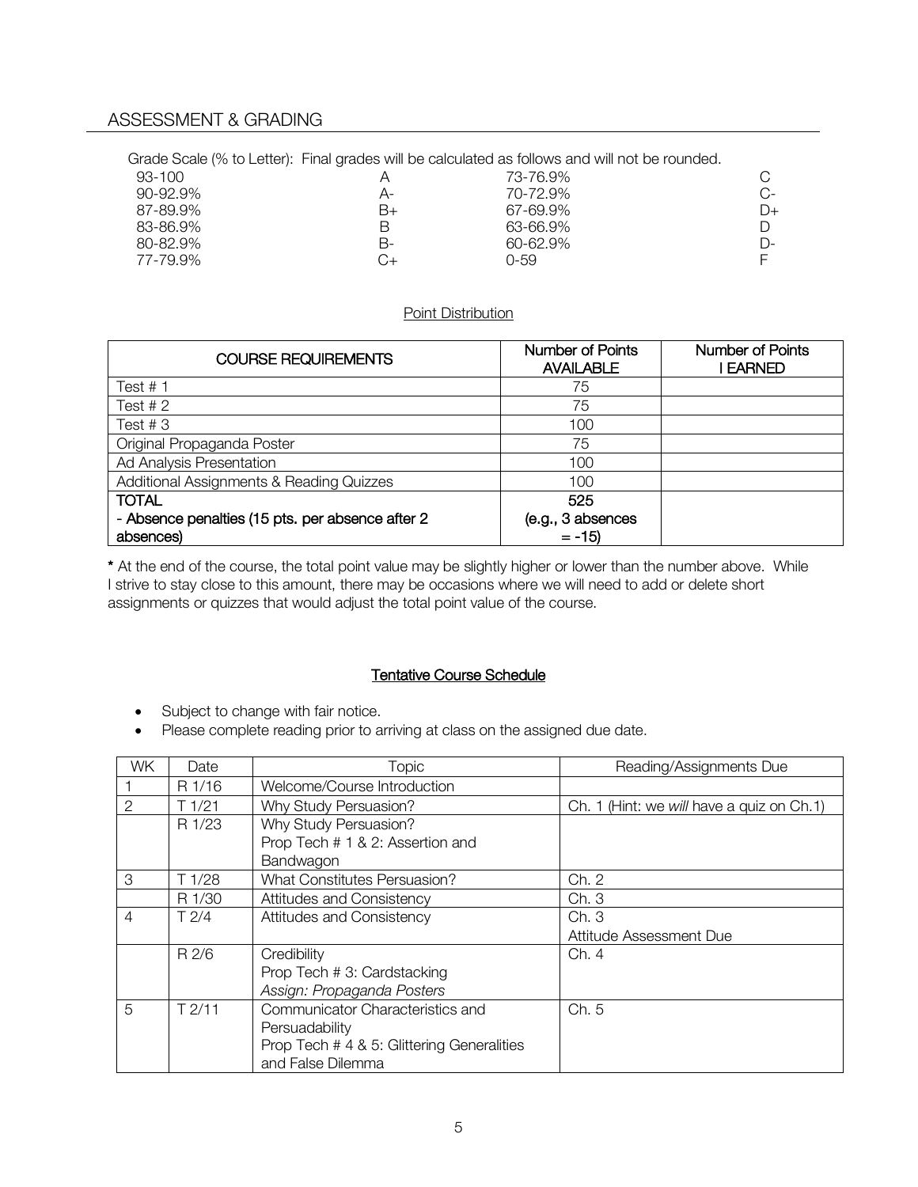## ASSESSMENT & GRADING

Grade Scale (% to Letter): Final grades will be calculated as follows and will not be rounded.

| | | | |
|---|---|---|---|
| 93-100 | A | 73-76.9% | C |
| 90-92.9% | A- | 70-72.9% | C- |
| 87-89.9% | B+ | 67-69.9% | D+ |
| 83-86.9% | B | 63-66.9% | D |
| 80-82.9% | B- | 60-62.9% | D- |
| 77-79.9% | C+ | 0-59 | F |

Point Distribution

| COURSE REQUIREMENTS | Number of Points AVAILABLE | Number of Points I EARNED |
|---|---|---|
| Test # 1 | 75 | |
| Test # 2 | 75 | |
| Test # 3 | 100 | |
| Original Propaganda Poster | 75 | |
| Ad Analysis Presentation | 100 | |
| Additional Assignments & Reading Quizzes | 100 | |
| **TOTAL** | **525** | |
| **- Absence penalties (15 pts. per absence after 2 absences)** | **(e.g., 3 absences = -15)** | |

**\*** At the end of the course, the total point value may be slightly higher or lower than the number above. While I strive to stay close to this amount, there may be occasions where we will need to add or delete short assignments or quizzes that would adjust the total point value of the course.

### Tentative Course Schedule

- Subject to change with fair notice.
- Please complete reading prior to arriving at class on the assigned due date.

| WK | Date | Topic | Reading/Assignments Due |
|---|---|---|---|
| 1 | R 1/16 | Welcome/Course Introduction | |
| 2 | T 1/21 | Why Study Persuasion? | Ch. 1 (Hint: we *will* have a quiz on Ch.1) |
| | R 1/23 | Why Study Persuasion?<br>Prop Tech # 1 & 2: Assertion and Bandwagon | |
| 3 | T 1/28 | What Constitutes Persuasion? | Ch. 2 |
| | R 1/30 | Attitudes and Consistency | Ch. 3 |
| 4 | T 2/4 | Attitudes and Consistency | Ch. 3<br>Attitude Assessment Due |
| | R 2/6 | Credibility<br>Prop Tech # 3: Cardstacking<br>*Assign: Propaganda Posters* | Ch. 4 |
| 5 | T 2/11 | Communicator Characteristics and Persuadability<br>Prop Tech # 4 & 5: Glittering Generalities and False Dilemma | Ch. 5 |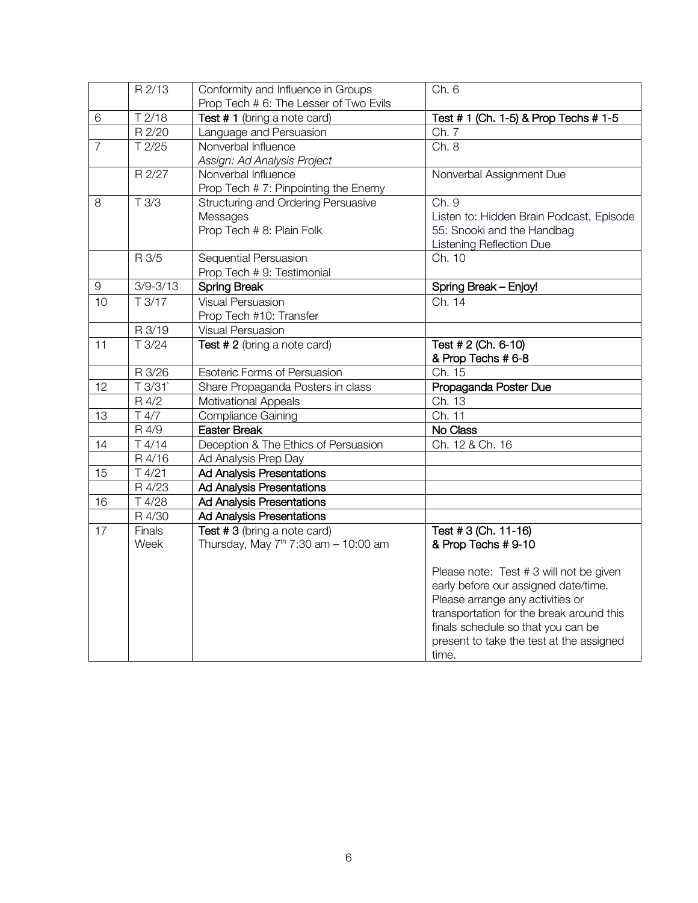| | | | |
|---|---|---|---|
| | R 2/13 | Conformity and Influence in Groups<br>Prop Tech # 6: The Lesser of Two Evils | Ch. 6 |
| 6 | T 2/18 | **Test # 1** (bring a note card) | **Test # 1 (Ch. 1-5) & Prop Techs # 1-5** |
| | R 2/20 | Language and Persuasion | Ch. 7 |
| 7 | T 2/25 | Nonverbal Influence<br>*Assign: Ad Analysis Project* | Ch. 8 |
| | R 2/27 | Nonverbal Influence<br>Prop Tech # 7: Pinpointing the Enemy | Nonverbal Assignment Due |
| 8 | T 3/3 | Structuring and Ordering Persuasive Messages<br>Prop Tech # 8: Plain Folk | Ch. 9<br>Listen to: Hidden Brain Podcast, Episode 55: Snooki and the Handbag<br>Listening Reflection Due |
| | R 3/5 | Sequential Persuasion<br>Prop Tech # 9: Testimonial | Ch. 10 |
| 9 | 3/9-3/13 | **Spring Break** | **Spring Break – Enjoy!** |
| 10 | T 3/17 | Visual Persuasion<br>Prop Tech #10: Transfer | Ch. 14 |
| | R 3/19 | Visual Persuasion | |
| 11 | T 3/24 | **Test # 2** (bring a note card) | **Test # 2 (Ch. 6-10)<br>& Prop Techs # 6-8** |
| | R 3/26 | Esoteric Forms of Persuasion | Ch. 15 |
| 12 | T 3/31` | Share Propaganda Posters in class | **Propaganda Poster Due** |
| | R 4/2 | Motivational Appeals | Ch. 13 |
| 13 | T 4/7 | Compliance Gaining | Ch. 11 |
| | R 4/9 | **Easter Break** | **No Class** |
| 14 | T 4/14 | Deception & The Ethics of Persuasion | Ch. 12 & Ch. 16 |
| | R 4/16 | Ad Analysis Prep Day | |
| 15 | T 4/21 | **Ad Analysis Presentations** | |
| | R 4/23 | **Ad Analysis Presentations** | |
| 16 | T 4/28 | **Ad Analysis Presentations** | |
| | R 4/30 | **Ad Analysis Presentations** | |
| 17 | Finals Week | **Test # 3** (bring a note card)<br>Thursday, May 7th 7:30 am – 10:00 am | **Test # 3 (Ch. 11-16)<br>& Prop Techs # 9-10**<br><br>Please note: Test # 3 will not be given early before our assigned date/time. Please arrange any activities or transportation for the break around this finals schedule so that you can be present to take the test at the assigned time. |